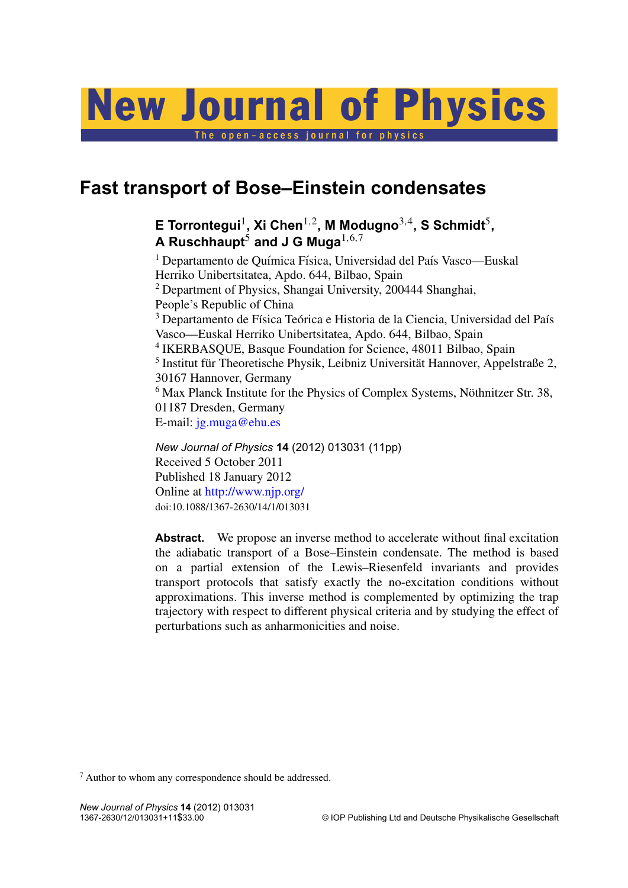# Fast transport of Bose–Einstein condensates

**E Torrontegui[1], Xi Chen[1,2], M Modugno[3,4], S Schmidt[5], A Ruschhaupt[5] and J G Muga[1,6,7]**

[1] Departamento de Química Física, Universidad del País Vasco—Euskal Herriko Unibertsitatea, Apdo. 644, Bilbao, Spain

[2] Department of Physics, Shangai University, 200444 Shanghai, People's Republic of China

[3] Departamento de Física Teórica e Historia de la Ciencia, Universidad del País Vasco—Euskal Herriko Unibertsitatea, Apdo. 644, Bilbao, Spain

[4] IKERBASQUE, Basque Foundation for Science, 48011 Bilbao, Spain

[5] Institut für Theoretische Physik, Leibniz Universität Hannover, Appelstraße 2, 30167 Hannover, Germany

[6] Max Planck Institute for the Physics of Complex Systems, Nöthnitzer Str. 38, 01187 Dresden, Germany

E-mail: jg.muga@ehu.es

*New Journal of Physics* **14** (2012) 013031 (11pp)
Received 5 October 2011
Published 18 January 2012
Online at http://www.njp.org/
doi:10.1088/1367-2630/14/1/013031

**Abstract.** We propose an inverse method to accelerate without final excitation the adiabatic transport of a Bose–Einstein condensate. The method is based on a partial extension of the Lewis–Riesenfeld invariants and provides transport protocols that satisfy exactly the no-excitation conditions without approximations. This inverse method is complemented by optimizing the trap trajectory with respect to different physical criteria and by studying the effect of perturbations such as anharmonicities and noise.

[7] Author to whom any correspondence should be addressed.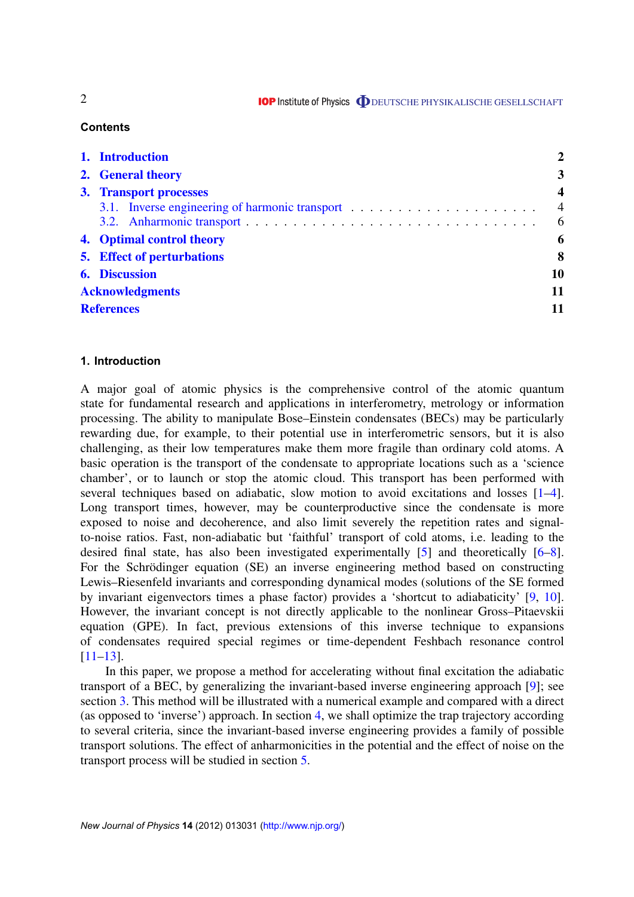## Contents

| | |
|---|---|
| **1. Introduction** | **2** |
| **2. General theory** | **3** |
| **3. Transport processes** | **4** |
| 3.1. Inverse engineering of harmonic transport | 4 |
| 3.2. Anharmonic transport | 6 |
| **4. Optimal control theory** | **6** |
| **5. Effect of perturbations** | **8** |
| **6. Discussion** | **10** |
| **Acknowledgments** | **11** |
| **References** | **11** |

## 1. Introduction

A major goal of atomic physics is the comprehensive control of the atomic quantum state for fundamental research and applications in interferometry, metrology or information processing. The ability to manipulate Bose–Einstein condensates (BECs) may be particularly rewarding due, for example, to their potential use in interferometric sensors, but it is also challenging, as their low temperatures make them more fragile than ordinary cold atoms. A basic operation is the transport of the condensate to appropriate locations such as a 'science chamber', or to launch or stop the atomic cloud. This transport has been performed with several techniques based on adiabatic, slow motion to avoid excitations and losses [1–4]. Long transport times, however, may be counterproductive since the condensate is more exposed to noise and decoherence, and also limit severely the repetition rates and signal-to-noise ratios. Fast, non-adiabatic but 'faithful' transport of cold atoms, i.e. leading to the desired final state, has also been investigated experimentally [5] and theoretically [6–8]. For the Schrödinger equation (SE) an inverse engineering method based on constructing Lewis–Riesenfeld invariants and corresponding dynamical modes (solutions of the SE formed by invariant eigenvectors times a phase factor) provides a 'shortcut to adiabaticity' [9, 10]. However, the invariant concept is not directly applicable to the nonlinear Gross–Pitaevskii equation (GPE). In fact, previous extensions of this inverse technique to expansions of condensates required special regimes or time-dependent Feshbach resonance control [11–13].

In this paper, we propose a method for accelerating without final excitation the adiabatic transport of a BEC, by generalizing the invariant-based inverse engineering approach [9]; see section 3. This method will be illustrated with a numerical example and compared with a direct (as opposed to 'inverse') approach. In section 4, we shall optimize the trap trajectory according to several criteria, since the invariant-based inverse engineering provides a family of possible transport solutions. The effect of anharmonicities in the potential and the effect of noise on the transport process will be studied in section 5.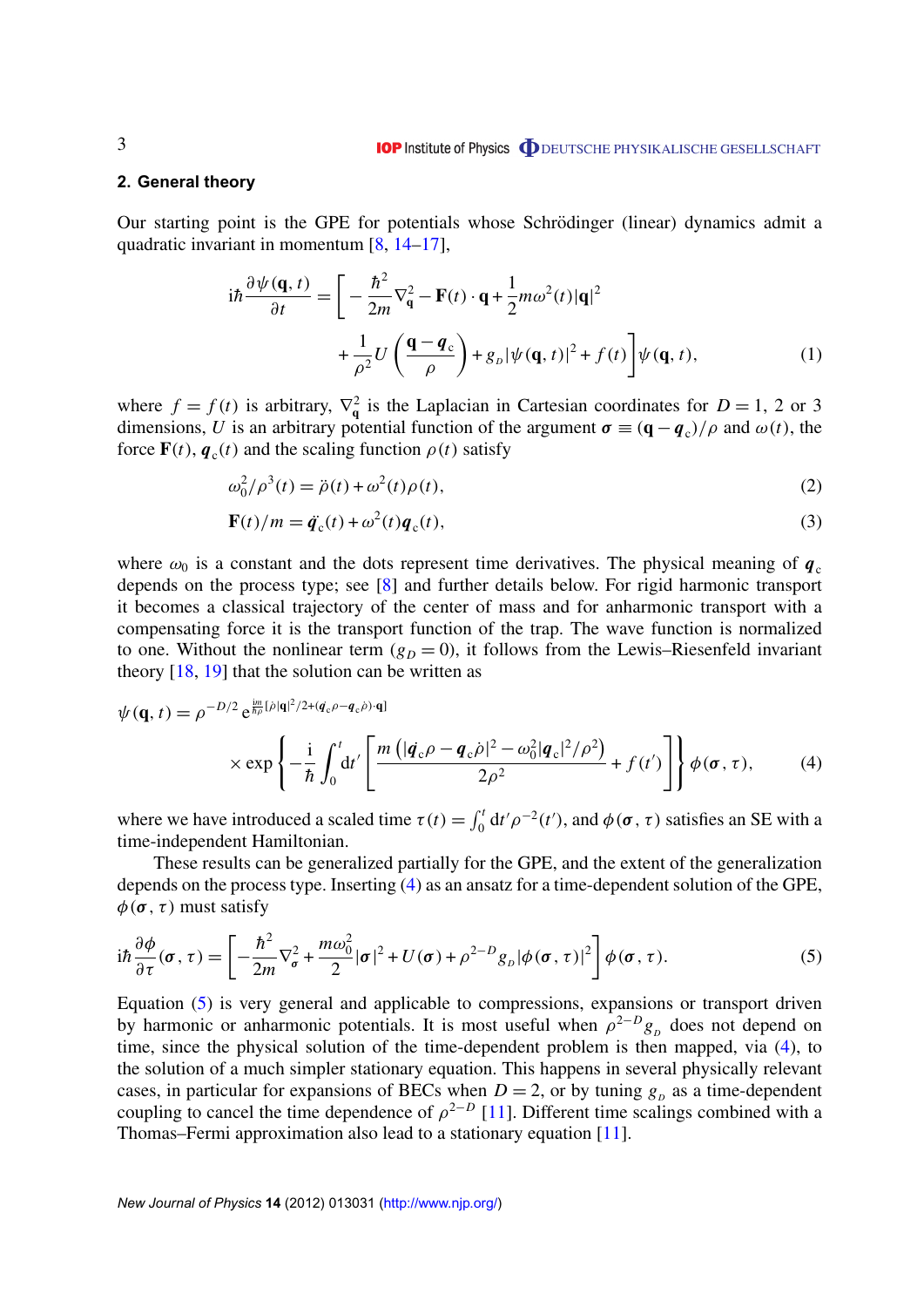## 2. General theory

Our starting point is the GPE for potentials whose Schrödinger (linear) dynamics admit a quadratic invariant in momentum [8, 14–17],

$$
\begin{aligned}
\mathrm{i}\hbar\frac{\partial\psi(\mathbf{q},t)}{\partial t} = \Bigg[ & -\frac{\hbar^2}{2m}\nabla_{\mathbf{q}}^2 - \mathbf{F}(t)\cdot\mathbf{q} + \frac{1}{2}m\omega^2(t)|\mathbf{q}|^2 \\
& + \frac{1}{\rho^2}U\left(\frac{\mathbf{q}-\boldsymbol{q}_c}{\rho}\right) + g_{_D}|\psi(\mathbf{q},t)|^2 + f(t)\Bigg]\psi(\mathbf{q},t),
\end{aligned}
\tag{1}
$$

where $f = f(t)$ is arbitrary, $\nabla_{\mathbf{q}}^2$ is the Laplacian in Cartesian coordinates for $D = 1$, 2 or 3 dimensions, $U$ is an arbitrary potential function of the argument $\boldsymbol{\sigma} \equiv (\mathbf{q}-\boldsymbol{q}_c)/\rho$ and $\omega(t)$, the force $\mathbf{F}(t)$, $\boldsymbol{q}_c(t)$ and the scaling function $\rho(t)$ satisfy

$$
\omega_0^2/\rho^3(t) = \ddot{\rho}(t) + \omega^2(t)\rho(t), \tag{2}
$$

$$
\mathbf{F}(t)/m = \ddot{\boldsymbol{q}}_c(t) + \omega^2(t)\boldsymbol{q}_c(t), \tag{3}
$$

where $\omega_0$ is a constant and the dots represent time derivatives. The physical meaning of $\boldsymbol{q}_c$ depends on the process type; see [8] and further details below. For rigid harmonic transport it becomes a classical trajectory of the center of mass and for anharmonic transport with a compensating force it is the transport function of the trap. The wave function is normalized to one. Without the nonlinear term ($g_D = 0$), it follows from the Lewis–Riesenfeld invariant theory [18, 19] that the solution can be written as

$$
\begin{aligned}
\psi(\mathbf{q},t) = & \ \rho^{-D/2}\, \mathrm{e}^{\frac{\mathrm{i}m}{\hbar\rho}[\dot{\rho}|\mathbf{q}|^2/2 + (\dot{\boldsymbol{q}}_c\rho - \boldsymbol{q}_c\dot{\rho})\cdot\mathbf{q}]} \\
& \times \exp\left\{-\frac{\mathrm{i}}{\hbar}\int_0^t \mathrm{d}t' \left[\frac{m\left(|\dot{\boldsymbol{q}}_c\rho - \boldsymbol{q}_c\dot{\rho}|^2 - \omega_0^2|\boldsymbol{q}_c|^2/\rho^2\right)}{2\rho^2} + f(t')\right]\right\}\phi(\boldsymbol{\sigma},\tau),
\end{aligned}
\tag{4}
$$

where we have introduced a scaled time $\tau(t) = \int_0^t \mathrm{d}t'\rho^{-2}(t')$, and $\phi(\boldsymbol{\sigma},\tau)$ satisfies an SE with a time-independent Hamiltonian.

These results can be generalized partially for the GPE, and the extent of the generalization depends on the process type. Inserting (4) as an ansatz for a time-dependent solution of the GPE, $\phi(\boldsymbol{\sigma},\tau)$ must satisfy

$$
\mathrm{i}\hbar\frac{\partial\phi}{\partial\tau}(\boldsymbol{\sigma},\tau) = \left[-\frac{\hbar^2}{2m}\nabla_{\boldsymbol{\sigma}}^2 + \frac{m\omega_0^2}{2}|\boldsymbol{\sigma}|^2 + U(\boldsymbol{\sigma}) + \rho^{2-D}g_{_D}|\phi(\boldsymbol{\sigma},\tau)|^2\right]\phi(\boldsymbol{\sigma},\tau). \tag{5}
$$

Equation (5) is very general and applicable to compressions, expansions or transport driven by harmonic or anharmonic potentials. It is most useful when $\rho^{2-D}g_{_D}$ does not depend on time, since the physical solution of the time-dependent problem is then mapped, via (4), to the solution of a much simpler stationary equation. This happens in several physically relevant cases, in particular for expansions of BECs when $D = 2$, or by tuning $g_{_D}$ as a time-dependent coupling to cancel the time dependence of $\rho^{2-D}$ [11]. Different time scalings combined with a Thomas–Fermi approximation also lead to a stationary equation [11].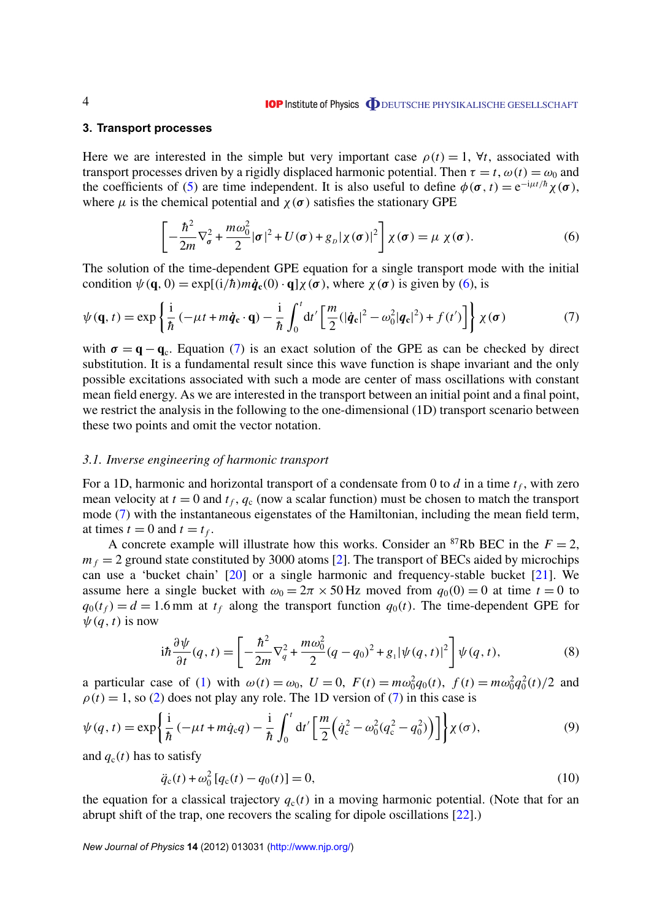## 3. Transport processes

Here we are interested in the simple but very important case $\rho(t) = 1$, $\forall t$, associated with transport processes driven by a rigidly displaced harmonic potential. Then $\tau = t$, $\omega(t) = \omega_0$ and the coefficients of (5) are time independent. It is also useful to define $\phi(\boldsymbol{\sigma}, t) = \mathrm{e}^{-\mathrm{i}\mu t/\hbar}\chi(\boldsymbol{\sigma})$, where $\mu$ is the chemical potential and $\chi(\boldsymbol{\sigma})$ satisfies the stationary GPE

$$\left[-\frac{\hbar^2}{2m}\nabla_{\sigma}^2 + \frac{m\omega_0^2}{2}|\boldsymbol{\sigma}|^2 + U(\boldsymbol{\sigma}) + g_D|\chi(\boldsymbol{\sigma})|^2\right]\chi(\boldsymbol{\sigma}) = \mu\,\chi(\boldsymbol{\sigma}). \tag{6}$$

The solution of the time-dependent GPE equation for a single transport mode with the initial condition $\psi(\mathbf{q}, 0) = \exp[(\mathrm{i}/\hbar)m\dot{\mathbf{q}}_\mathrm{c}(0)\cdot\mathbf{q}]\chi(\boldsymbol{\sigma})$, where $\chi(\boldsymbol{\sigma})$ is given by (6), is

$$\psi(\mathbf{q}, t) = \exp\left\{\frac{\mathrm{i}}{\hbar}(-\mu t + m\dot{\mathbf{q}}_\mathrm{c}\cdot\mathbf{q}) - \frac{\mathrm{i}}{\hbar}\int_0^t \mathrm{d}t'\left[\frac{m}{2}(|\dot{\mathbf{q}}_\mathrm{c}|^2 - \omega_0^2|\mathbf{q}_\mathrm{c}|^2) + f(t')\right]\right\}\chi(\boldsymbol{\sigma}) \tag{7}$$

with $\boldsymbol{\sigma} = \mathbf{q} - \mathbf{q}_\mathrm{c}$. Equation (7) is an exact solution of the GPE as can be checked by direct substitution. It is a fundamental result since this wave function is shape invariant and the only possible excitations associated with such a mode are center of mass oscillations with constant mean field energy. As we are interested in the transport between an initial point and a final point, we restrict the analysis in the following to the one-dimensional (1D) transport scenario between these two points and omit the vector notation.

### 3.1. *Inverse engineering of harmonic transport*

For a 1D, harmonic and horizontal transport of a condensate from 0 to $d$ in a time $t_f$, with zero mean velocity at $t = 0$ and $t_f$, $q_\mathrm{c}$ (now a scalar function) must be chosen to match the transport mode (7) with the instantaneous eigenstates of the Hamiltonian, including the mean field term, at times $t = 0$ and $t = t_f$.

A concrete example will illustrate how this works. Consider an $^{87}$Rb BEC in the $F = 2$, $m_f = 2$ ground state constituted by 3000 atoms [2]. The transport of BECs aided by microchips can use a 'bucket chain' [20] or a single harmonic and frequency-stable bucket [21]. We assume here a single bucket with $\omega_0 = 2\pi \times 50\,\mathrm{Hz}$ moved from $q_0(0) = 0$ at time $t = 0$ to $q_0(t_f) = d = 1.6\,\mathrm{mm}$ at $t_f$ along the transport function $q_0(t)$. The time-dependent GPE for $\psi(q, t)$ is now

$$\mathrm{i}\hbar\frac{\partial\psi}{\partial t}(q, t) = \left[-\frac{\hbar^2}{2m}\nabla_q^2 + \frac{m\omega_0^2}{2}(q - q_0)^2 + g_1|\psi(q, t)|^2\right]\psi(q, t), \tag{8}$$

a particular case of (1) with $\omega(t) = \omega_0$, $U = 0$, $F(t) = m\omega_0^2 q_0(t)$, $f(t) = m\omega_0^2 q_0^2(t)/2$ and $\rho(t) = 1$, so (2) does not play any role. The 1D version of (7) in this case is

$$\psi(q, t) = \exp\left\{\frac{\mathrm{i}}{\hbar}(-\mu t + m\dot{q}_\mathrm{c} q) - \frac{\mathrm{i}}{\hbar}\int_0^t \mathrm{d}t'\left[\frac{m}{2}\left(\dot{q}_\mathrm{c}^2 - \omega_0^2(q_\mathrm{c}^2 - q_0^2)\right)\right]\right\}\chi(\sigma), \tag{9}$$

and $q_\mathrm{c}(t)$ has to satisfy

$$\ddot{q}_\mathrm{c}(t) + \omega_0^2[q_\mathrm{c}(t) - q_0(t)] = 0, \tag{10}$$

the equation for a classical trajectory $q_\mathrm{c}(t)$ in a moving harmonic potential. (Note that for an abrupt shift of the trap, one recovers the scaling for dipole oscillations [22].)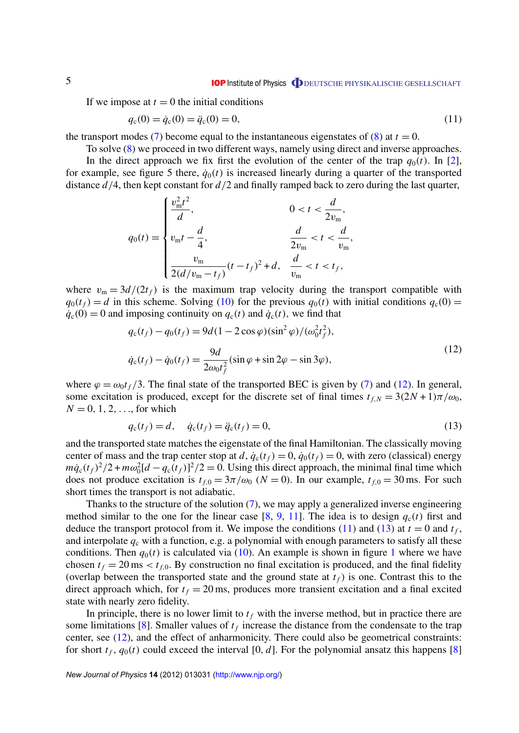If we impose at $t = 0$ the initial conditions

$$q_c(0) = \dot{q}_c(0) = \ddot{q}_c(0) = 0, \tag{11}$$

the transport modes (7) become equal to the instantaneous eigenstates of (8) at $t = 0$.

To solve (8) we proceed in two different ways, namely using direct and inverse approaches.

In the direct approach we fix first the evolution of the center of the trap $q_0(t)$. In [2], for example, see figure 5 there, $\dot{q}_0(t)$ is increased linearly during a quarter of the transported distance $d/4$, then kept constant for $d/2$ and finally ramped back to zero during the last quarter,

$$q_0(t) = \begin{cases} \dfrac{v_m^2 t^2}{d}, & 0 < t < \dfrac{d}{2v_m}, \\[2ex] v_m t - \dfrac{d}{4}, & \dfrac{d}{2v_m} < t < \dfrac{d}{v_m}, \\[2ex] \dfrac{v_m}{2(d/v_m - t_f)}(t - t_f)^2 + d, & \dfrac{d}{v_m} < t < t_f, \end{cases}$$

where $v_m = 3d/(2t_f)$ is the maximum trap velocity during the transport compatible with $q_0(t_f) = d$ in this scheme. Solving (10) for the previous $q_0(t)$ with initial conditions $q_c(0) = \dot{q}_c(0) = 0$ and imposing continuity on $q_c(t)$ and $\dot{q}_c(t)$, we find that

$$\begin{aligned} q_c(t_f) - q_0(t_f) &= 9d(1 - 2\cos\varphi)(\sin^2\varphi)/(\omega_0^2 t_f^2), \\ \dot{q}_c(t_f) - \dot{q}_0(t_f) &= \frac{9d}{2\omega_0 t_f^2}(\sin\varphi + \sin 2\varphi - \sin 3\varphi), \end{aligned} \tag{12}$$

where $\varphi = \omega_0 t_f/3$. The final state of the transported BEC is given by (7) and (12). In general, some excitation is produced, except for the discrete set of final times $t_{f,N} = 3(2N+1)\pi/\omega_0$, $N = 0, 1, 2, \ldots$, for which

$$q_c(t_f) = d, \quad \dot{q}_c(t_f) = \ddot{q}_c(t_f) = 0, \tag{13}$$

and the transported state matches the eigenstate of the final Hamiltonian. The classically moving center of mass and the trap center stop at $d$, $\dot{q}_c(t_f) = 0$, $\dot{q}_0(t_f) = 0$, with zero (classical) energy $m\dot{q}_c(t_f)^2/2 + m\omega_0^2[d - q_c(t_f)]^2/2 = 0$. Using this direct approach, the minimal final time which does not produce excitation is $t_{f,0} = 3\pi/\omega_0$ ($N = 0$). In our example, $t_{f,0} = 30$ ms. For such short times the transport is not adiabatic.

Thanks to the structure of the solution (7), we may apply a generalized inverse engineering method similar to the one for the linear case [8, 9, 11]. The idea is to design $q_c(t)$ first and deduce the transport protocol from it. We impose the conditions (11) and (13) at $t = 0$ and $t_f$, and interpolate $q_c$ with a function, e.g. a polynomial with enough parameters to satisfy all these conditions. Then $q_0(t)$ is calculated via (10). An example is shown in figure 1 where we have chosen $t_f = 20$ ms $< t_{f,0}$. By construction no final excitation is produced, and the final fidelity (overlap between the transported state and the ground state at $t_f$) is one. Contrast this to the direct approach which, for $t_f = 20$ ms, produces more transient excitation and a final excited state with nearly zero fidelity.

In principle, there is no lower limit to $t_f$ with the inverse method, but in practice there are some limitations [8]. Smaller values of $t_f$ increase the distance from the condensate to the trap center, see (12), and the effect of anharmonicity. There could also be geometrical constraints: for short $t_f$, $q_0(t)$ could exceed the interval $[0, d]$. For the polynomial ansatz this happens [8]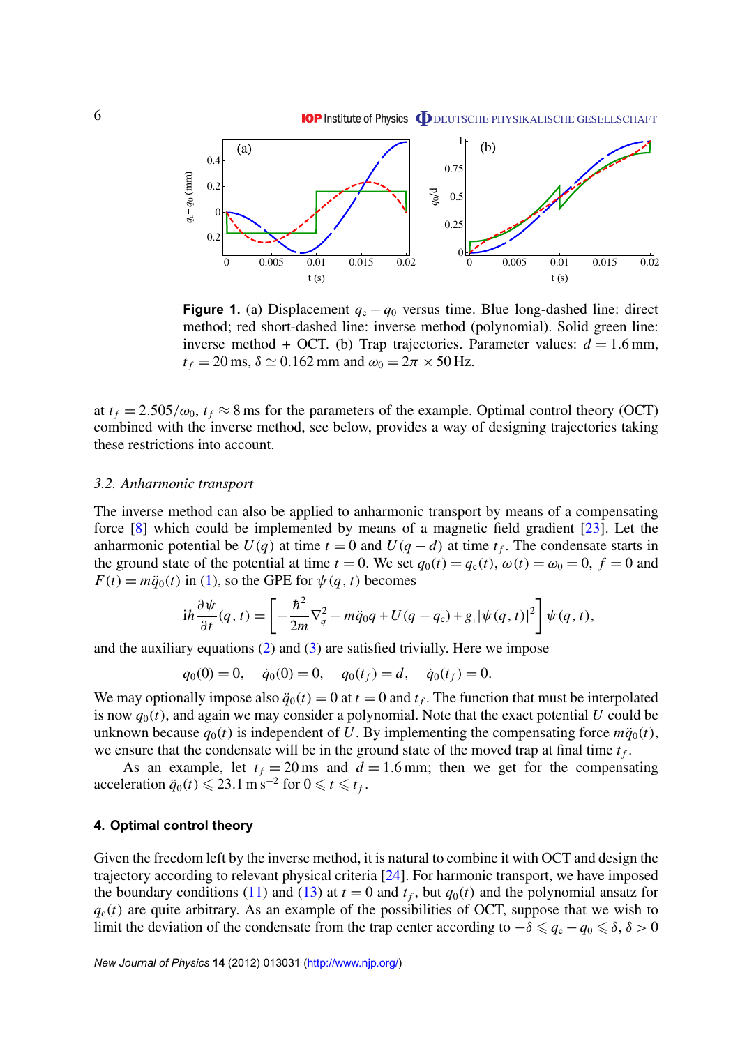**Figure 1.** (a) Displacement $q_c - q_0$ versus time. Blue long-dashed line: direct method; red short-dashed line: inverse method (polynomial). Solid green line: inverse method + OCT. (b) Trap trajectories. Parameter values: $d = 1.6$ mm, $t_f = 20$ ms, $\delta \simeq 0.162$ mm and $\omega_0 = 2\pi \times 50$ Hz.

at $t_f = 2.505/\omega_0$, $t_f \approx 8$ ms for the parameters of the example. Optimal control theory (OCT) combined with the inverse method, see below, provides a way of designing trajectories taking these restrictions into account.

### *3.2. Anharmonic transport*

The inverse method can also be applied to anharmonic transport by means of a compensating force [8] which could be implemented by means of a magnetic field gradient [23]. Let the anharmonic potential be $U(q)$ at time $t = 0$ and $U(q - d)$ at time $t_f$. The condensate starts in the ground state of the potential at time $t = 0$. We set $q_0(t) = q_c(t)$, $\omega(t) = \omega_0 = 0$, $f = 0$ and $F(t) = m\ddot{q}_0(t)$ in (1), so the GPE for $\psi(q, t)$ becomes

$$i\hbar \frac{\partial \psi}{\partial t}(q, t) = \left[ -\frac{\hbar^2}{2m} \nabla_q^2 - m\ddot{q}_0 q + U(q - q_c) + g_1 |\psi(q, t)|^2 \right] \psi(q, t),$$

and the auxiliary equations (2) and (3) are satisfied trivially. Here we impose

$$q_0(0) = 0, \quad \dot{q}_0(0) = 0, \quad q_0(t_f) = d, \quad \dot{q}_0(t_f) = 0.$$

We may optionally impose also $\ddot{q}_0(t) = 0$ at $t = 0$ and $t_f$. The function that must be interpolated is now $q_0(t)$, and again we may consider a polynomial. Note that the exact potential $U$ could be unknown because $q_0(t)$ is independent of $U$. By implementing the compensating force $m\ddot{q}_0(t)$, we ensure that the condensate will be in the ground state of the moved trap at final time $t_f$.

As an example, let $t_f = 20$ ms and $d = 1.6$ mm; then we get for the compensating acceleration $\ddot{q}_0(t) \leqslant 23.1\,\mathrm{m\,s^{-2}}$ for $0 \leqslant t \leqslant t_f$.

## 4. Optimal control theory

Given the freedom left by the inverse method, it is natural to combine it with OCT and design the trajectory according to relevant physical criteria [24]. For harmonic transport, we have imposed the boundary conditions (11) and (13) at $t = 0$ and $t_f$, but $q_0(t)$ and the polynomial ansatz for $q_c(t)$ are quite arbitrary. As an example of the possibilities of OCT, suppose that we wish to limit the deviation of the condensate from the trap center according to $-\delta \leqslant q_c - q_0 \leqslant \delta$, $\delta > 0$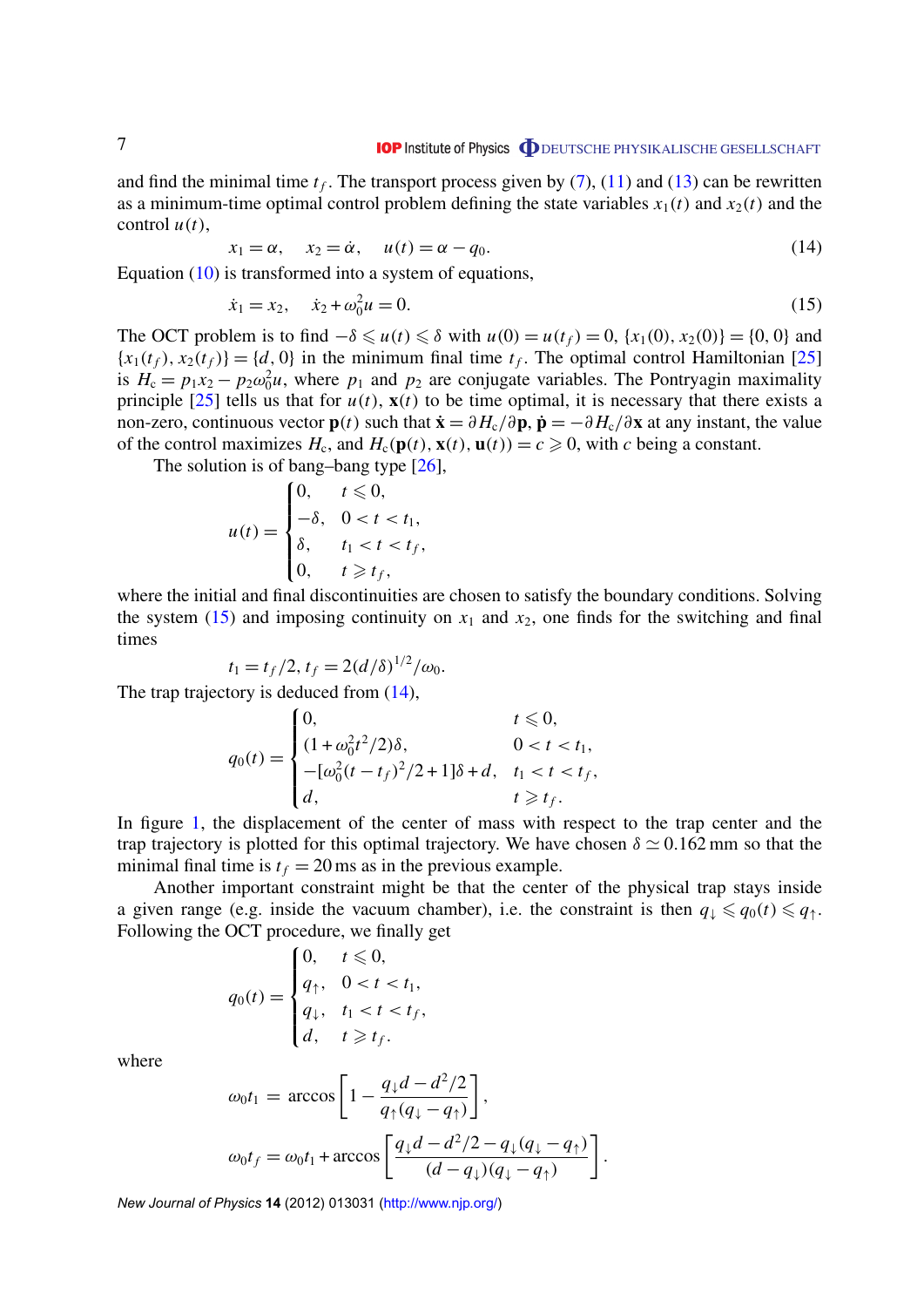and find the minimal time $t_f$. The transport process given by (7), (11) and (13) can be rewritten as a minimum-time optimal control problem defining the state variables $x_1(t)$ and $x_2(t)$ and the control $u(t)$,

$$x_1 = \alpha, \quad x_2 = \dot{\alpha}, \quad u(t) = \alpha - q_0. \tag{14}$$

Equation (10) is transformed into a system of equations,

$$\dot{x}_1 = x_2, \quad \dot{x}_2 + \omega_0^2 u = 0. \tag{15}$$

The OCT problem is to find $-\delta \leqslant u(t) \leqslant \delta$ with $u(0) = u(t_f) = 0$, $\{x_1(0), x_2(0)\} = \{0, 0\}$ and $\{x_1(t_f), x_2(t_f)\} = \{d, 0\}$ in the minimum final time $t_f$. The optimal control Hamiltonian [25] is $H_c = p_1 x_2 - p_2 \omega_0^2 u$, where $p_1$ and $p_2$ are conjugate variables. The Pontryagin maximality principle [25] tells us that for $u(t)$, $\mathbf{x}(t)$ to be time optimal, it is necessary that there exists a non-zero, continuous vector $\mathbf{p}(t)$ such that $\dot{\mathbf{x}} = \partial H_c/\partial \mathbf{p}$, $\dot{\mathbf{p}} = -\partial H_c/\partial \mathbf{x}$ at any instant, the value of the control maximizes $H_c$, and $H_c(\mathbf{p}(t), \mathbf{x}(t), \mathbf{u}(t)) = c \geqslant 0$, with $c$ being a constant.

The solution is of bang–bang type [26],

$$u(t) = \begin{cases} 0, & t \leqslant 0, \\ -\delta, & 0 < t < t_1, \\ \delta, & t_1 < t < t_f, \\ 0, & t \geqslant t_f, \end{cases}$$

where the initial and final discontinuities are chosen to satisfy the boundary conditions. Solving the system (15) and imposing continuity on $x_1$ and $x_2$, one finds for the switching and final times

$$t_1 = t_f/2, t_f = 2(d/\delta)^{1/2}/\omega_0.$$

The trap trajectory is deduced from (14),

$$q_0(t) = \begin{cases} 0, & t \leqslant 0, \\ (1 + \omega_0^2 t^2/2)\delta, & 0 < t < t_1, \\ -[\omega_0^2 (t - t_f)^2/2 + 1]\delta + d, & t_1 < t < t_f, \\ d, & t \geqslant t_f. \end{cases}$$

In figure 1, the displacement of the center of mass with respect to the trap center and the trap trajectory is plotted for this optimal trajectory. We have chosen $\delta \simeq 0.162$ mm so that the minimal final time is $t_f = 20$ ms as in the previous example.

Another important constraint might be that the center of the physical trap stays inside a given range (e.g. inside the vacuum chamber), i.e. the constraint is then $q_\downarrow \leqslant q_0(t) \leqslant q_\uparrow$. Following the OCT procedure, we finally get

$$q_0(t) = \begin{cases} 0, & t \leqslant 0, \\ q_\uparrow, & 0 < t < t_1, \\ q_\downarrow, & t_1 < t < t_f, \\ d, & t \geqslant t_f. \end{cases}$$

where

$$\omega_0 t_1 = \arccos\left[1 - \frac{q_\downarrow d - d^2/2}{q_\uparrow (q_\downarrow - q_\uparrow)}\right],$$

$$\omega_0 t_f = \omega_0 t_1 + \arccos\left[\frac{q_\downarrow d - d^2/2 - q_\downarrow (q_\downarrow - q_\uparrow)}{(d - q_\downarrow)(q_\downarrow - q_\uparrow)}\right].$$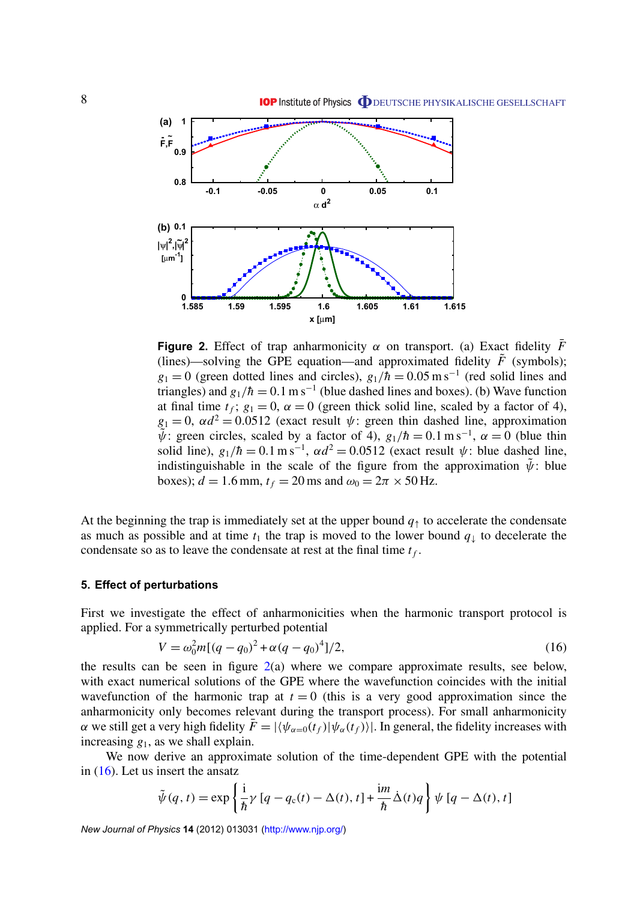**Figure 2.** Effect of trap anharmonicity $\alpha$ on transport. (a) Exact fidelity $\bar{F}$ (lines)—solving the GPE equation—and approximated fidelity $\tilde{F}$ (symbols); $g_1 = 0$ (green dotted lines and circles), $g_1/\hbar = 0.05\,\mathrm{m\,s^{-1}}$ (red solid lines and triangles) and $g_1/\hbar = 0.1\,\mathrm{m\,s^{-1}}$ (blue dashed lines and boxes). (b) Wave function at final time $t_f$; $g_1 = 0$, $\alpha = 0$ (green thick solid line, scaled by a factor of 4), $g_1 = 0$, $\alpha d^2 = 0.0512$ (exact result $\psi$: green thin dashed line, approximation $\tilde{\psi}$: green circles, scaled by a factor of 4), $g_1/\hbar = 0.1\,\mathrm{m\,s^{-1}}$, $\alpha = 0$ (blue thin solid line), $g_1/\hbar = 0.1\,\mathrm{m\,s^{-1}}$, $\alpha d^2 = 0.0512$ (exact result $\psi$: blue dashed line, indistinguishable in the scale of the figure from the approximation $\tilde{\psi}$: blue boxes); $d = 1.6\,\mathrm{mm}$, $t_f = 20\,\mathrm{ms}$ and $\omega_0 = 2\pi \times 50\,\mathrm{Hz}$.

At the beginning the trap is immediately set at the upper bound $q_{\uparrow}$ to accelerate the condensate as much as possible and at time $t_1$ the trap is moved to the lower bound $q_{\downarrow}$ to decelerate the condensate so as to leave the condensate at rest at the final time $t_f$.

## 5. Effect of perturbations

First we investigate the effect of anharmonicities when the harmonic transport protocol is applied. For a symmetrically perturbed potential

$$V = \omega_0^2 m[(q - q_0)^2 + \alpha(q - q_0)^4]/2, \tag{16}$$

the results can be seen in figure 2(a) where we compare approximate results, see below, with exact numerical solutions of the GPE where the wavefunction coincides with the initial wavefunction of the harmonic trap at $t = 0$ (this is a very good approximation since the anharmonicity only becomes relevant during the transport process). For small anharmonicity $\alpha$ we still get a very high fidelity $\bar{F} = |\langle \psi_{\alpha=0}(t_f)|\psi_\alpha(t_f)\rangle|$. In general, the fidelity increases with increasing $g_1$, as we shall explain.

We now derive an approximate solution of the time-dependent GPE with the potential in (16). Let us insert the ansatz

$$\tilde{\psi}(q, t) = \exp\left\{\frac{\mathrm{i}}{\hbar}\gamma\,[q - q_c(t) - \Delta(t), t] + \frac{\mathrm{i}m}{\hbar}\dot{\Delta}(t)q\right\}\psi\,[q - \Delta(t), t]$$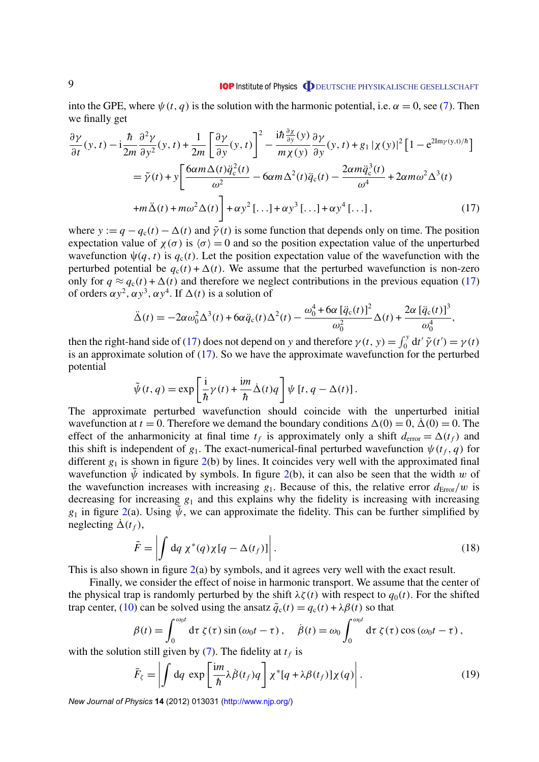into the GPE, where $\psi(t, q)$ is the solution with the harmonic potential, i.e. $\alpha = 0$, see (7). Then we finally get

$$
\begin{aligned}
&\frac{\partial \gamma}{\partial t}(y,t) - \mathrm{i}\frac{\hbar}{2m}\frac{\partial^2 \gamma}{\partial y^2}(y,t) + \frac{1}{2m}\left[\frac{\partial \gamma}{\partial y}(y,t)\right]^2 - \frac{\mathrm{i}\hbar\frac{\partial \chi}{\partial y}(y)}{m\chi(y)}\frac{\partial \gamma}{\partial y}(y,t) + g_1|\chi(y)|^2\left[1 - \mathrm{e}^{2\mathrm{Im}\gamma(y,t)/\hbar}\right] \\
&\quad = \tilde{\gamma}(t) + y\left[\frac{6\alpha m\Delta(t)\ddot{q}_c^2(t)}{\omega^2} - 6\alpha m\Delta^2(t)\ddot{q}_c(t) - \frac{2\alpha m\ddot{q}_c^3(t)}{\omega^4} + 2\alpha m\omega^2\Delta^3(t)\right. \\
&\quad \left. + m\ddot{\Delta}(t) + m\omega^2\Delta(t)\right] + \alpha y^2[\ldots] + \alpha y^3[\ldots] + \alpha y^4[\ldots],
\end{aligned} \tag{17}
$$

where $y := q - q_c(t) - \Delta(t)$ and $\tilde{\gamma}(t)$ is some function that depends only on time. The position expectation value of $\chi(\sigma)$ is $\langle\sigma\rangle = 0$ and so the position expectation value of the unperturbed wavefunction $\psi(q,t)$ is $q_c(t)$. Let the position expectation value of the wavefunction with the perturbed potential be $q_c(t) + \Delta(t)$. We assume that the perturbed wavefunction is non-zero only for $q \approx q_c(t) + \Delta(t)$ and therefore we neglect contributions in the previous equation (17) of orders $\alpha y^2, \alpha y^3, \alpha y^4$. If $\Delta(t)$ is a solution of

$$
\ddot{\Delta}(t) = -2\alpha\omega_0^2\Delta^3(t) + 6\alpha\ddot{q}_c(t)\Delta^2(t) - \frac{\omega_0^4 + 6\alpha\,[\ddot{q}_c(t)]^2}{\omega_0^2}\Delta(t) + \frac{2\alpha\,[\ddot{q}_c(t)]^3}{\omega_0^4},
$$

then the right-hand side of (17) does not depend on $y$ and therefore $\gamma(t, y) = \int_0^y \mathrm{d}t'\,\tilde{\gamma}(t') = \gamma(t)$ is an approximate solution of (17). So we have the approximate wavefunction for the perturbed potential

$$
\tilde{\psi}(t,q) = \exp\left[\frac{\mathrm{i}}{\hbar}\gamma(t) + \frac{\mathrm{i}m}{\hbar}\dot{\Delta}(t)q\right]\psi\,[t, q - \Delta(t)].
$$

The approximate perturbed wavefunction should coincide with the unperturbed initial wavefunction at $t = 0$. Therefore we demand the boundary conditions $\Delta(0) = 0$, $\dot{\Delta}(0) = 0$. The effect of the anharmonicity at final time $t_f$ is approximately only a shift $d_{\text{error}} = \Delta(t_f)$ and this shift is independent of $g_1$. The exact-numerical-final perturbed wavefunction $\psi(t_f, q)$ for different $g_1$ is shown in figure 2(b) by lines. It coincides very well with the approximated final wavefunction $\tilde{\psi}$ indicated by symbols. In figure 2(b), it can also be seen that the width $w$ of the wavefunction increases with increasing $g_1$. Because of this, the relative error $d_{\text{Error}}/w$ is decreasing for increasing $g_1$ and this explains why the fidelity is increasing with increasing $g_1$ in figure 2(a). Using $\tilde{\psi}$, we can approximate the fidelity. This can be further simplified by neglecting $\dot{\Delta}(t_f)$,

$$
\tilde{F} = \left|\int \mathrm{d}q\;\chi^*(q)\chi[q - \Delta(t_f)]\right|. \tag{18}
$$

This is also shown in figure 2(a) by symbols, and it agrees very well with the exact result.

Finally, we consider the effect of noise in harmonic transport. We assume that the center of the physical trap is randomly perturbed by the shift $\lambda\zeta(t)$ with respect to $q_0(t)$. For the shifted trap center, (10) can be solved using the ansatz $\tilde{q}_c(t) = q_c(t) + \lambda\beta(t)$ so that

$$
\beta(t) = \int_0^{\omega_0 t} \mathrm{d}\tau\;\zeta(\tau)\sin(\omega_0 t - \tau), \quad \dot{\beta}(t) = \omega_0\int_0^{\omega_0 t}\mathrm{d}\tau\;\zeta(\tau)\cos(\omega_0 t - \tau),
$$

with the solution still given by (7). The fidelity at $t_f$ is

$$
\bar{F}_\zeta = \left|\int \mathrm{d}q\;\exp\left[\frac{\mathrm{i}m}{\hbar}\lambda\dot{\beta}(t_f)q\right]\chi^*[q + \lambda\beta(t_f)]\chi(q)\right|. \tag{19}
$$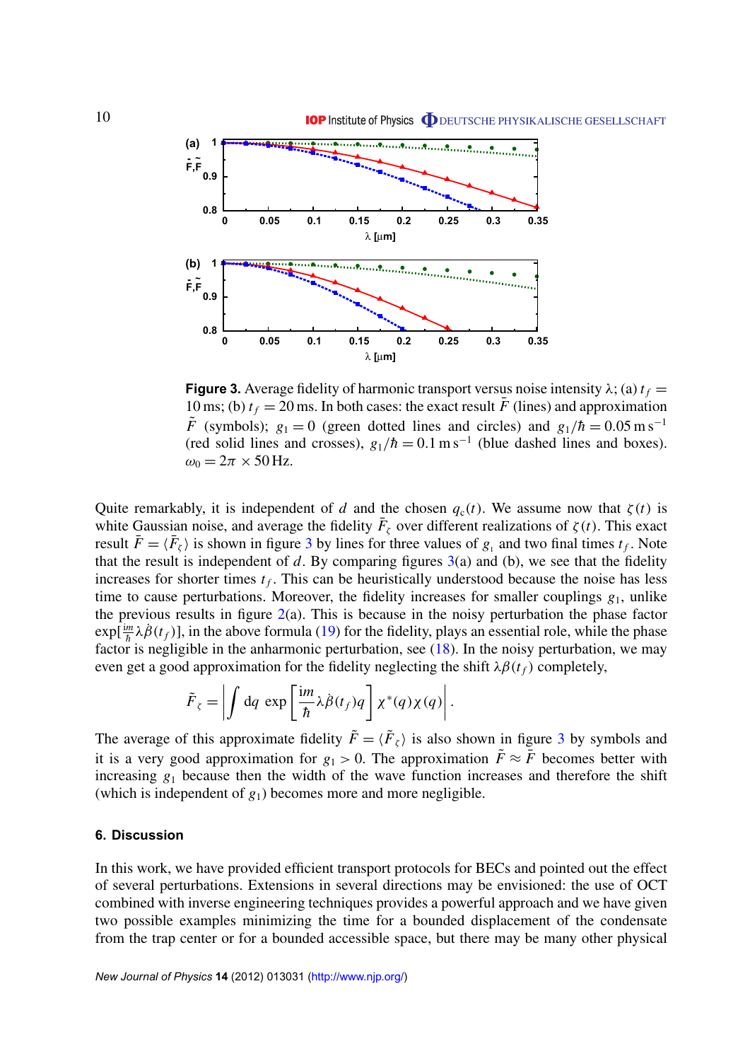**Figure 3.** Average fidelity of harmonic transport versus noise intensity $\lambda$; (a) $t_f = 10\,\mathrm{ms}$; (b) $t_f = 20\,\mathrm{ms}$. In both cases: the exact result $\bar{F}$ (lines) and approximation $\tilde{F}$ (symbols); $g_1 = 0$ (green dotted lines and circles) and $g_1/\hbar = 0.05\,\mathrm{m\,s^{-1}}$ (red solid lines and crosses), $g_1/\hbar = 0.1\,\mathrm{m\,s^{-1}}$ (blue dashed lines and boxes). $\omega_0 = 2\pi \times 50\,\mathrm{Hz}$.

Quite remarkably, it is independent of $d$ and the chosen $q_c(t)$. We assume now that $\zeta(t)$ is white Gaussian noise, and average the fidelity $\bar{F}_\zeta$ over different realizations of $\zeta(t)$. This exact result $\bar{F} = \langle \bar{F}_\zeta \rangle$ is shown in figure 3 by lines for three values of $g_1$ and two final times $t_f$. Note that the result is independent of $d$. By comparing figures 3(a) and (b), we see that the fidelity increases for shorter times $t_f$. This can be heuristically understood because the noise has less time to cause perturbations. Moreover, the fidelity increases for smaller couplings $g_1$, unlike the previous results in figure 2(a). This is because in the noisy perturbation the phase factor $\exp[\frac{im}{\hbar}\lambda\dot{\beta}(t_f)]$, in the above formula (19) for the fidelity, plays an essential role, while the phase factor is negligible in the anharmonic perturbation, see (18). In the noisy perturbation, we may even get a good approximation for the fidelity neglecting the shift $\lambda\beta(t_f)$ completely,

$$\tilde{F}_\zeta = \left| \int \mathrm{d}q \, \exp\left[\frac{\mathrm{i}m}{\hbar}\lambda\dot{\beta}(t_f) q\right] \chi^*(q)\chi(q) \right|.$$

The average of this approximate fidelity $\tilde{F} = \langle \tilde{F}_\zeta \rangle$ is also shown in figure 3 by symbols and it is a very good approximation for $g_1 > 0$. The approximation $\tilde{F} \approx \bar{F}$ becomes better with increasing $g_1$ because then the width of the wave function increases and therefore the shift (which is independent of $g_1$) becomes more and more negligible.

## 6. Discussion

In this work, we have provided efficient transport protocols for BECs and pointed out the effect of several perturbations. Extensions in several directions may be envisioned: the use of OCT combined with inverse engineering techniques provides a powerful approach and we have given two possible examples minimizing the time for a bounded displacement of the condensate from the trap center or for a bounded accessible space, but there may be many other physical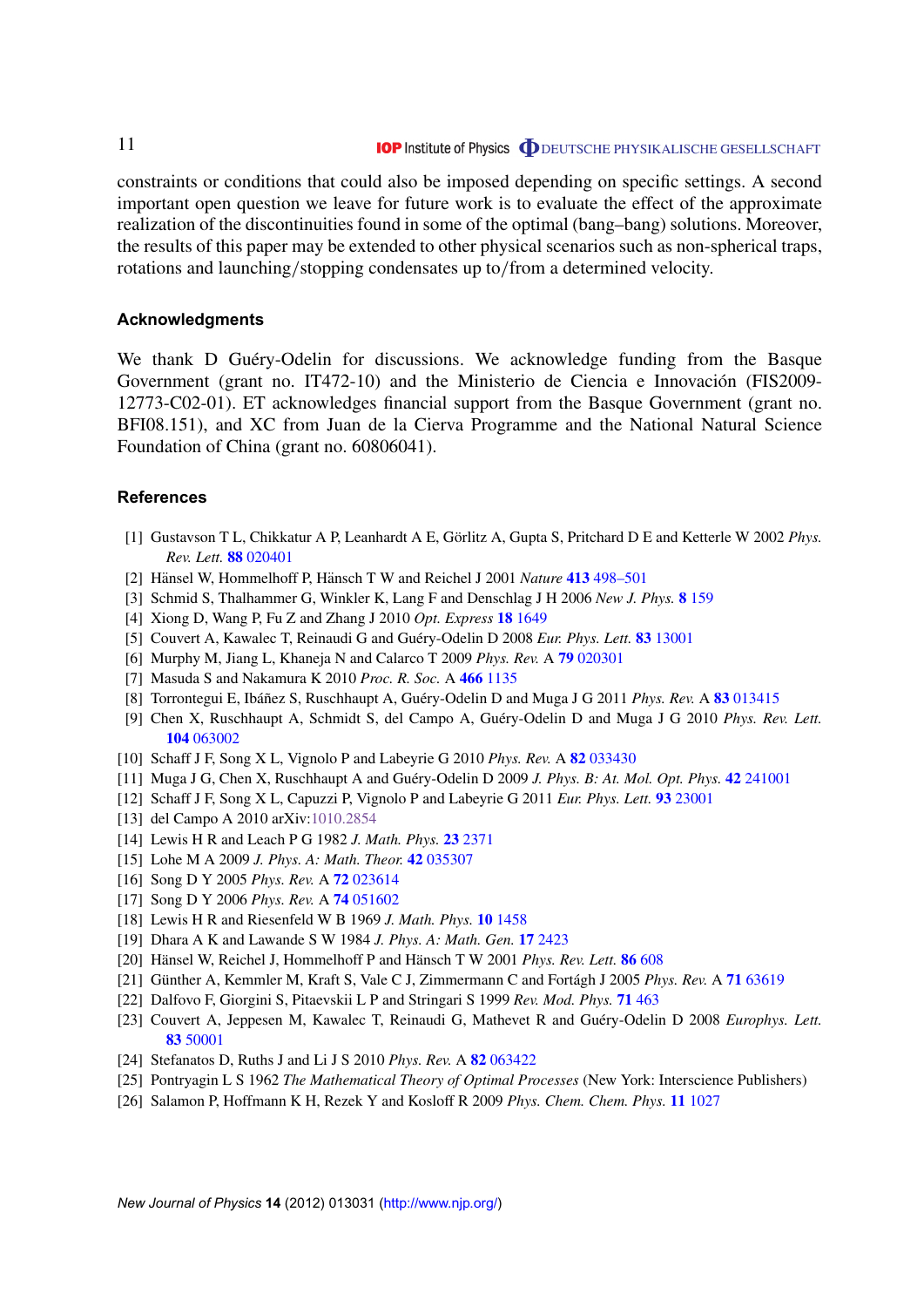constraints or conditions that could also be imposed depending on specific settings. A second important open question we leave for future work is to evaluate the effect of the approximate realization of the discontinuities found in some of the optimal (bang–bang) solutions. Moreover, the results of this paper may be extended to other physical scenarios such as non-spherical traps, rotations and launching/stopping condensates up to/from a determined velocity.

## Acknowledgments

We thank D Guéry-Odelin for discussions. We acknowledge funding from the Basque Government (grant no. IT472-10) and the Ministerio de Ciencia e Innovación (FIS2009-12773-C02-01). ET acknowledges financial support from the Basque Government (grant no. BFI08.151), and XC from Juan de la Cierva Programme and the National Natural Science Foundation of China (grant no. 60806041).

## References

[1] Gustavson T L, Chikkatur A P, Leanhardt A E, Görlitz A, Gupta S, Pritchard D E and Ketterle W 2002 *Phys. Rev. Lett.* **88** 020401

[2] Hänsel W, Hommelhoff P, Hänsch T W and Reichel J 2001 *Nature* **413** 498–501

[3] Schmid S, Thalhammer G, Winkler K, Lang F and Denschlag J H 2006 *New J. Phys.* **8** 159

[4] Xiong D, Wang P, Fu Z and Zhang J 2010 *Opt. Express* **18** 1649

[5] Couvert A, Kawalec T, Reinaudi G and Guéry-Odelin D 2008 *Eur. Phys. Lett.* **83** 13001

[6] Murphy M, Jiang L, Khaneja N and Calarco T 2009 *Phys. Rev.* A **79** 020301

[7] Masuda S and Nakamura K 2010 *Proc. R. Soc.* A **466** 1135

[8] Torrontegui E, Ibáñez S, Ruschhaupt A, Guéry-Odelin D and Muga J G 2011 *Phys. Rev.* A **83** 013415

[9] Chen X, Ruschhaupt A, Schmidt S, del Campo A, Guéry-Odelin D and Muga J G 2010 *Phys. Rev. Lett.* **104** 063002

[10] Schaff J F, Song X L, Vignolo P and Labeyrie G 2010 *Phys. Rev.* A **82** 033430

[11] Muga J G, Chen X, Ruschhaupt A and Guéry-Odelin D 2009 *J. Phys. B: At. Mol. Opt. Phys.* **42** 241001

[12] Schaff J F, Song X L, Capuzzi P, Vignolo P and Labeyrie G 2011 *Eur. Phys. Lett.* **93** 23001

[13] del Campo A 2010 arXiv:1010.2854

[14] Lewis H R and Leach P G 1982 *J. Math. Phys.* **23** 2371

[15] Lohe M A 2009 *J. Phys. A: Math. Theor.* **42** 035307

[16] Song D Y 2005 *Phys. Rev.* A **72** 023614

[17] Song D Y 2006 *Phys. Rev.* A **74** 051602

[18] Lewis H R and Riesenfeld W B 1969 *J. Math. Phys.* **10** 1458

[19] Dhara A K and Lawande S W 1984 *J. Phys. A: Math. Gen.* **17** 2423

[20] Hänsel W, Reichel J, Hommelhoff P and Hänsch T W 2001 *Phys. Rev. Lett.* **86** 608

[21] Günther A, Kemmler M, Kraft S, Vale C J, Zimmermann C and Fortágh J 2005 *Phys. Rev.* A **71** 63619

[22] Dalfovo F, Giorgini S, Pitaevskii L P and Stringari S 1999 *Rev. Mod. Phys.* **71** 463

[23] Couvert A, Jeppesen M, Kawalec T, Reinaudi G, Mathevet R and Guéry-Odelin D 2008 *Europhys. Lett.* **83** 50001

[24] Stefanatos D, Ruths J and Li J S 2010 *Phys. Rev.* A **82** 063422

[25] Pontryagin L S 1962 *The Mathematical Theory of Optimal Processes* (New York: Interscience Publishers)

[26] Salamon P, Hoffmann K H, Rezek Y and Kosloff R 2009 *Phys. Chem. Chem. Phys.* **11** 1027